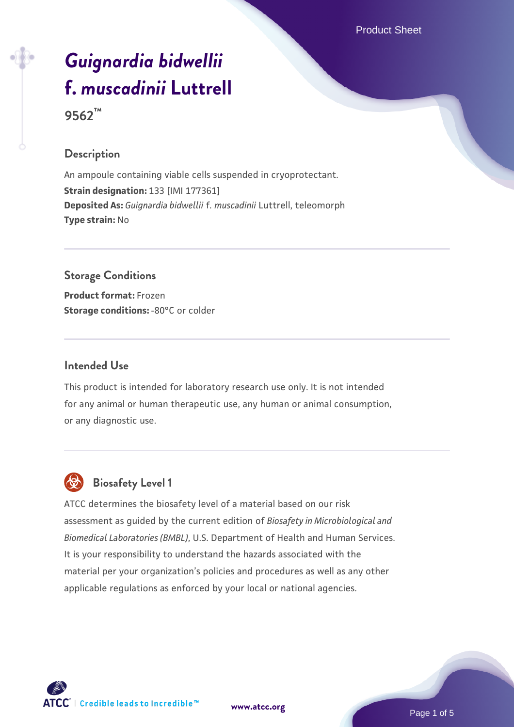# *Guignardia bidwellii* f. *muscadinii* Luttrell

**9562™**

## Description

An ampoule containing viable cells suspended in cryoprotectant.

**Strain designation:** 133 [IMI 177361]

**Deposited As:** *Guignardia bidwellii* f. *muscadinii* Luttrell, teleomorph

**Type strain:** No

## Storage Conditions

**Product format:** Frozen

**Storage conditions:** -80°C or colder

## Intended Use

This product is intended for laboratory research use only. It is not intended for any animal or human therapeutic use, any human or animal consumption, or any diagnostic use.

## Biosafety Level 1

ATCC determines the biosafety level of a material based on our risk assessment as guided by the current edition of *Biosafety in Microbiological and Biomedical Laboratories (BMBL)*, U.S. Department of Health and Human Services. It is your responsibility to understand the hazards associated with the material per your organization's policies and procedures as well as any other applicable regulations as enforced by your local or national agencies.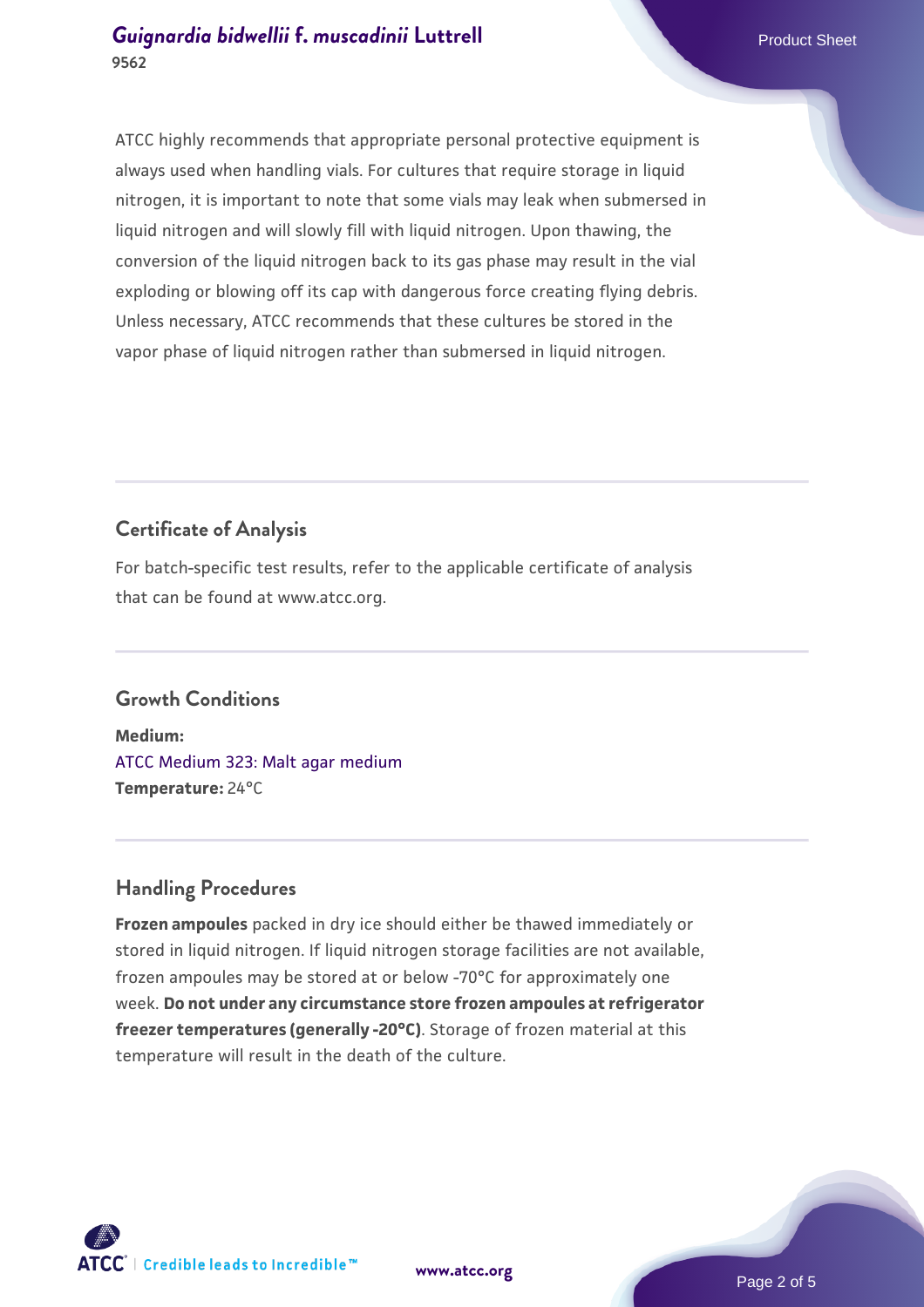ATCC highly recommends that appropriate personal protective equipment is always used when handling vials. For cultures that require storage in liquid nitrogen, it is important to note that some vials may leak when submersed in liquid nitrogen and will slowly fill with liquid nitrogen. Upon thawing, the conversion of the liquid nitrogen back to its gas phase may result in the vial exploding or blowing off its cap with dangerous force creating flying debris. Unless necessary, ATCC recommends that these cultures be stored in the vapor phase of liquid nitrogen rather than submersed in liquid nitrogen.

## Certificate of Analysis

For batch-specific test results, refer to the applicable certificate of analysis that can be found at www.atcc.org.

## Growth Conditions

**Medium:**
ATCC Medium 323: Malt agar medium
**Temperature:** 24°C

## Handling Procedures

**Frozen ampoules** packed in dry ice should either be thawed immediately or stored in liquid nitrogen. If liquid nitrogen storage facilities are not available, frozen ampoules may be stored at or below -70°C for approximately one week. **Do not under any circumstance store frozen ampoules at refrigerator freezer temperatures (generally -20°C)**. Storage of frozen material at this temperature will result in the death of the culture.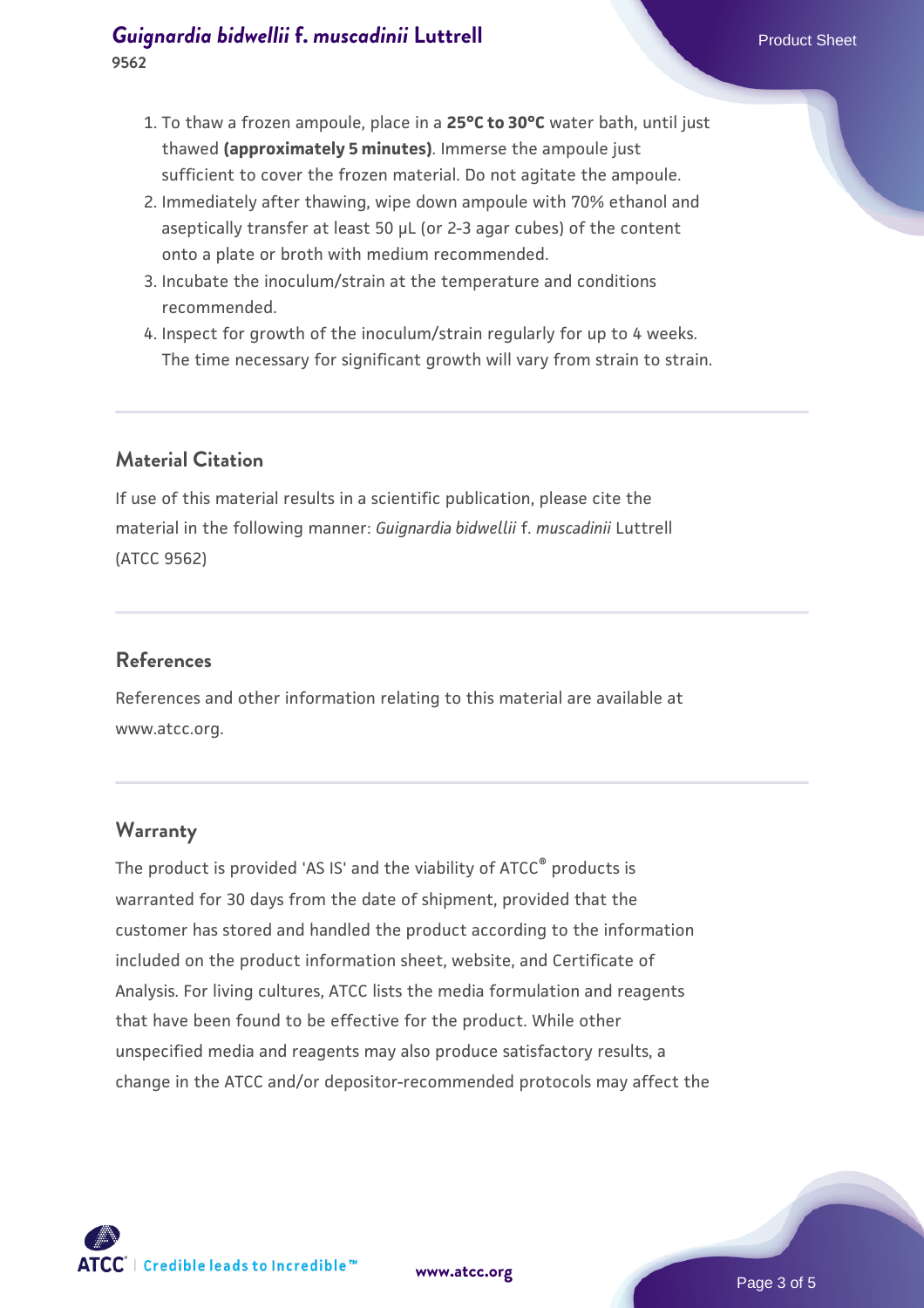1. To thaw a frozen ampoule, place in a **25°C to 30°C** water bath, until just thawed **(approximately 5 minutes)**. Immerse the ampoule just sufficient to cover the frozen material. Do not agitate the ampoule.
2. Immediately after thawing, wipe down ampoule with 70% ethanol and aseptically transfer at least 50 µL (or 2-3 agar cubes) of the content onto a plate or broth with medium recommended.
3. Incubate the inoculum/strain at the temperature and conditions recommended.
4. Inspect for growth of the inoculum/strain regularly for up to 4 weeks. The time necessary for significant growth will vary from strain to strain.

## Material Citation

If use of this material results in a scientific publication, please cite the material in the following manner: *Guignardia bidwellii* f. *muscadinii* Luttrell (ATCC 9562)

## References

References and other information relating to this material are available at www.atcc.org.

## Warranty

The product is provided 'AS IS' and the viability of ATCC® products is warranted for 30 days from the date of shipment, provided that the customer has stored and handled the product according to the information included on the product information sheet, website, and Certificate of Analysis. For living cultures, ATCC lists the media formulation and reagents that have been found to be effective for the product. While other unspecified media and reagents may also produce satisfactory results, a change in the ATCC and/or depositor-recommended protocols may affect the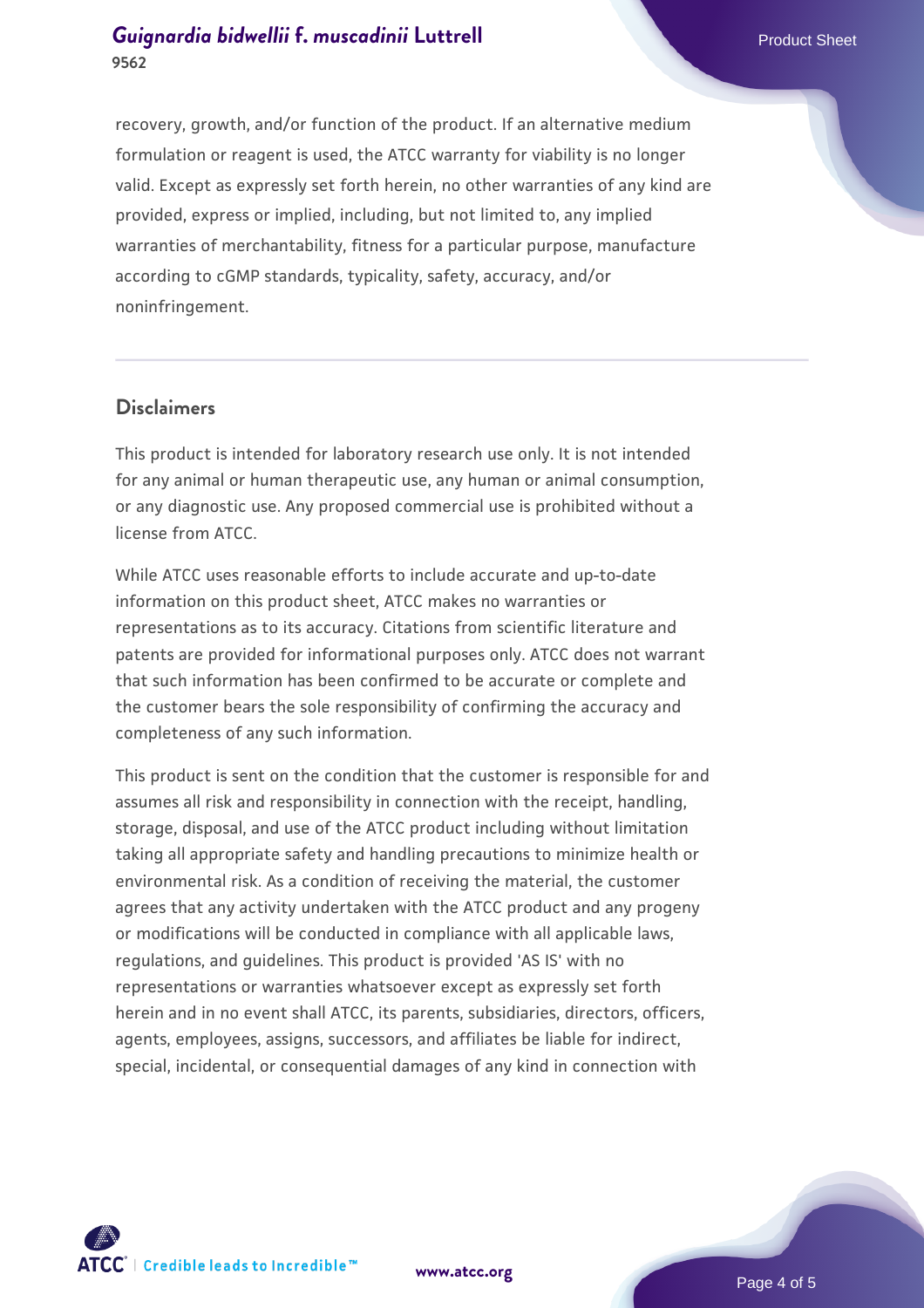recovery, growth, and/or function of the product. If an alternative medium formulation or reagent is used, the ATCC warranty for viability is no longer valid. Except as expressly set forth herein, no other warranties of any kind are provided, express or implied, including, but not limited to, any implied warranties of merchantability, fitness for a particular purpose, manufacture according to cGMP standards, typicality, safety, accuracy, and/or noninfringement.

## Disclaimers

This product is intended for laboratory research use only. It is not intended for any animal or human therapeutic use, any human or animal consumption, or any diagnostic use. Any proposed commercial use is prohibited without a license from ATCC.

While ATCC uses reasonable efforts to include accurate and up-to-date information on this product sheet, ATCC makes no warranties or representations as to its accuracy. Citations from scientific literature and patents are provided for informational purposes only. ATCC does not warrant that such information has been confirmed to be accurate or complete and the customer bears the sole responsibility of confirming the accuracy and completeness of any such information.

This product is sent on the condition that the customer is responsible for and assumes all risk and responsibility in connection with the receipt, handling, storage, disposal, and use of the ATCC product including without limitation taking all appropriate safety and handling precautions to minimize health or environmental risk. As a condition of receiving the material, the customer agrees that any activity undertaken with the ATCC product and any progeny or modifications will be conducted in compliance with all applicable laws, regulations, and guidelines. This product is provided 'AS IS' with no representations or warranties whatsoever except as expressly set forth herein and in no event shall ATCC, its parents, subsidiaries, directors, officers, agents, employees, assigns, successors, and affiliates be liable for indirect, special, incidental, or consequential damages of any kind in connection with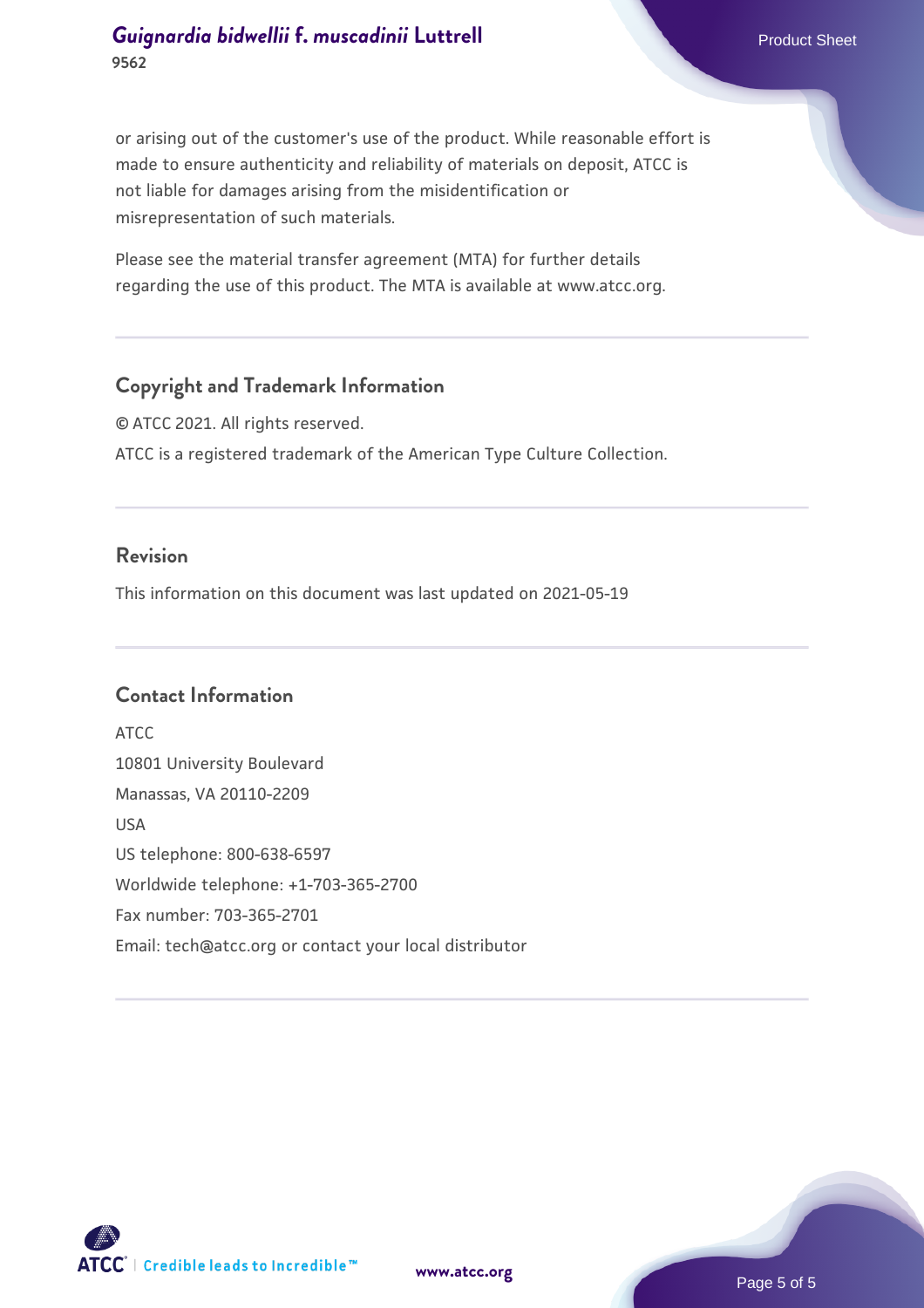or arising out of the customer's use of the product. While reasonable effort is made to ensure authenticity and reliability of materials on deposit, ATCC is not liable for damages arising from the misidentification or misrepresentation of such materials.

Please see the material transfer agreement (MTA) for further details regarding the use of this product. The MTA is available at www.atcc.org.

## Copyright and Trademark Information

© ATCC 2021. All rights reserved.

ATCC is a registered trademark of the American Type Culture Collection.

## Revision

This information on this document was last updated on 2021-05-19

## Contact Information

ATCC
10801 University Boulevard
Manassas, VA 20110-2209
USA
US telephone: 800-638-6597
Worldwide telephone: +1-703-365-2700
Fax number: 703-365-2701
Email: tech@atcc.org or contact your local distributor